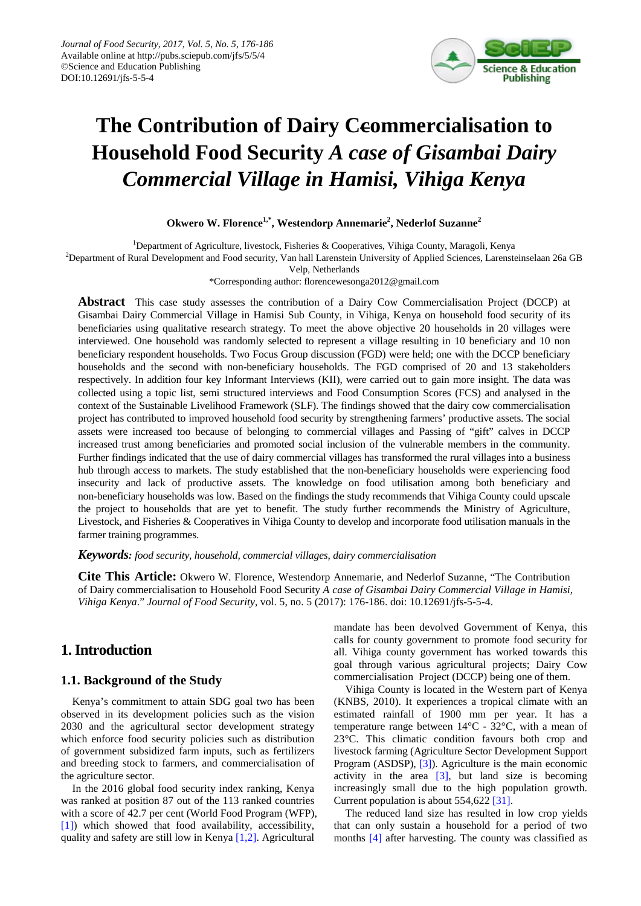# The Contribution of Dairy Commercialisation to Household Food Security *A case of Gisambai Dairy Commercial Village in Hamisi, Vihiga Kenya*

**Okwero W. Florence[1,*], Westendorp Annemarie[2], Nederlof Suzanne[2]**

[1]Department of Agriculture, livestock, Fisheries & Cooperatives, Vihiga County, Maragoli, Kenya

[2]Department of Rural Development and Food security, Van hall Larenstein University of Applied Sciences, Larensteinselaan 26a GB Velp, Netherlands

*Corresponding author: florencewesonga2012@gmail.com

**Abstract** This case study assesses the contribution of a Dairy Cow Commercialisation Project (DCCP) at Gisambai Dairy Commercial Village in Hamisi Sub County, in Vihiga, Kenya on household food security of its beneficiaries using qualitative research strategy. To meet the above objective 20 households in 20 villages were interviewed. One household was randomly selected to represent a village resulting in 10 beneficiary and 10 non beneficiary respondent households. Two Focus Group discussion (FGD) were held; one with the DCCP beneficiary households and the second with non-beneficiary households. The FGD comprised of 20 and 13 stakeholders respectively. In addition four key Informant Interviews (KII), were carried out to gain more insight. The data was collected using a topic list, semi structured interviews and Food Consumption Scores (FCS) and analysed in the context of the Sustainable Livelihood Framework (SLF). The findings showed that the dairy cow commercialisation project has contributed to improved household food security by strengthening farmers' productive assets. The social assets were increased too because of belonging to commercial villages and Passing of "gift" calves in DCCP increased trust among beneficiaries and promoted social inclusion of the vulnerable members in the community. Further findings indicated that the use of dairy commercial villages has transformed the rural villages into a business hub through access to markets. The study established that the non-beneficiary households were experiencing food insecurity and lack of productive assets. The knowledge on food utilisation among both beneficiary and non-beneficiary households was low. Based on the findings the study recommends that Vihiga County could upscale the project to households that are yet to benefit. The study further recommends the Ministry of Agriculture, Livestock, and Fisheries & Cooperatives in Vihiga County to develop and incorporate food utilisation manuals in the farmer training programmes.

***Keywords:*** *food security, household, commercial villages, dairy commercialisation*

**Cite This Article:** Okwero W. Florence, Westendorp Annemarie, and Nederlof Suzanne, "The Contribution of Dairy commercialisation to Household Food Security *A case of Gisambai Dairy Commercial Village in Hamisi, Vihiga Kenya*." *Journal of Food Security*, vol. 5, no. 5 (2017): 176-186. doi: 10.12691/jfs-5-5-4.

## 1. Introduction

### 1.1. Background of the Study

Kenya's commitment to attain SDG goal two has been observed in its development policies such as the vision 2030 and the agricultural sector development strategy which enforce food security policies such as distribution of government subsidized farm inputs, such as fertilizers and breeding stock to farmers, and commercialisation of the agriculture sector.

In the 2016 global food security index ranking, Kenya was ranked at position 87 out of the 113 ranked countries with a score of 42.7 per cent (World Food Program (WFP), [1]) which showed that food availability, accessibility, quality and safety are still low in Kenya [1,2]. Agricultural mandate has been devolved Government of Kenya, this calls for county government to promote food security for all. Vihiga county government has worked towards this goal through various agricultural projects; Dairy Cow commercialisation Project (DCCP) being one of them.

Vihiga County is located in the Western part of Kenya (KNBS, 2010). It experiences a tropical climate with an estimated rainfall of 1900 mm per year. It has a temperature range between 14°C - 32°C, with a mean of 23°C. This climatic condition favours both crop and livestock farming (Agriculture Sector Development Support Program (ASDSP), [3]). Agriculture is the main economic activity in the area [3], but land size is becoming increasingly small due to the high population growth. Current population is about 554,622 [31].

The reduced land size has resulted in low crop yields that can only sustain a household for a period of two months [4] after harvesting. The county was classified as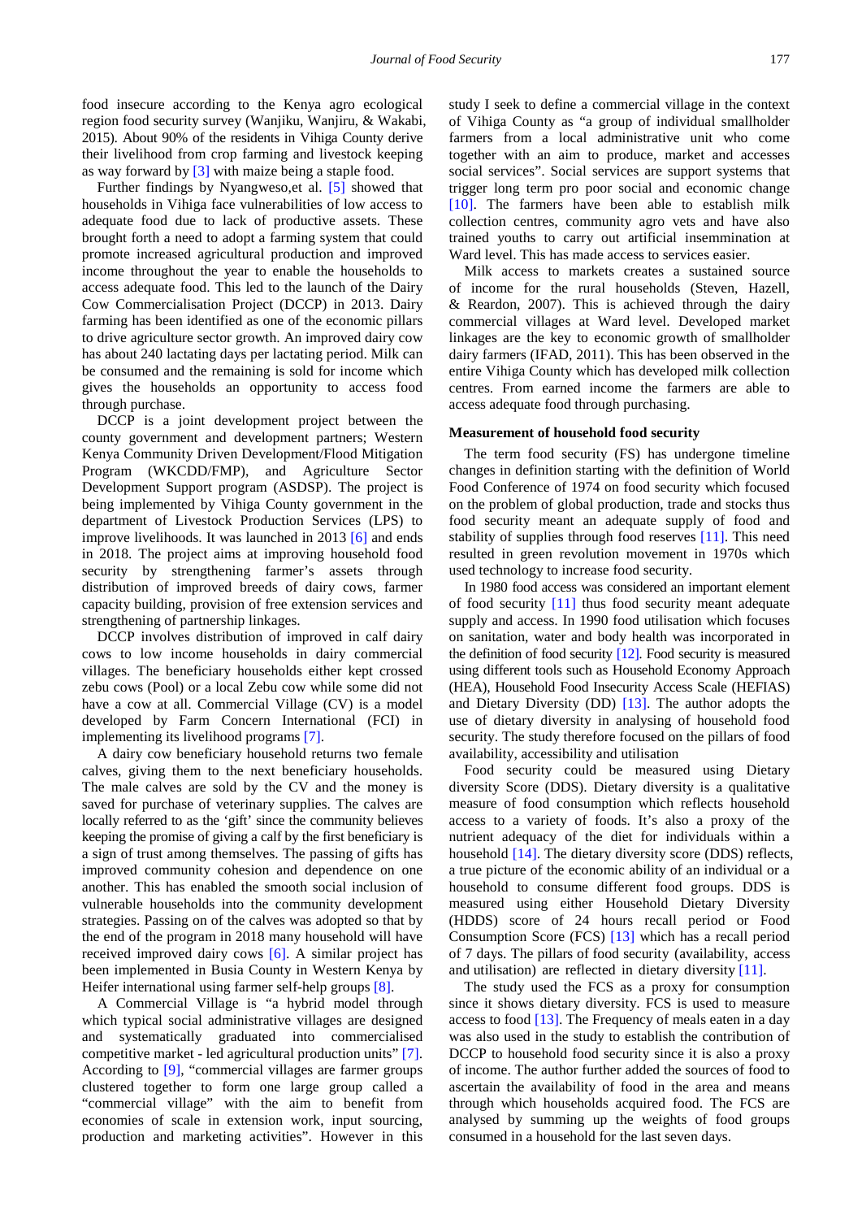food insecure according to the Kenya agro ecological region food security survey (Wanjiku, Wanjiru, & Wakabi, 2015). About 90% of the residents in Vihiga County derive their livelihood from crop farming and livestock keeping as way forward by [3] with maize being a staple food.

Further findings by Nyangweso,et al. [5] showed that households in Vihiga face vulnerabilities of low access to adequate food due to lack of productive assets. These brought forth a need to adopt a farming system that could promote increased agricultural production and improved income throughout the year to enable the households to access adequate food. This led to the launch of the Dairy Cow Commercialisation Project (DCCP) in 2013. Dairy farming has been identified as one of the economic pillars to drive agriculture sector growth. An improved dairy cow has about 240 lactating days per lactating period. Milk can be consumed and the remaining is sold for income which gives the households an opportunity to access food through purchase.

DCCP is a joint development project between the county government and development partners; Western Kenya Community Driven Development/Flood Mitigation Program (WKCDD/FMP), and Agriculture Sector Development Support program (ASDSP). The project is being implemented by Vihiga County government in the department of Livestock Production Services (LPS) to improve livelihoods. It was launched in 2013 [6] and ends in 2018. The project aims at improving household food security by strengthening farmer's assets through distribution of improved breeds of dairy cows, farmer capacity building, provision of free extension services and strengthening of partnership linkages.

DCCP involves distribution of improved in calf dairy cows to low income households in dairy commercial villages. The beneficiary households either kept crossed zebu cows (Pool) or a local Zebu cow while some did not have a cow at all. Commercial Village (CV) is a model developed by Farm Concern International (FCI) in implementing its livelihood programs [7].

A dairy cow beneficiary household returns two female calves, giving them to the next beneficiary households. The male calves are sold by the CV and the money is saved for purchase of veterinary supplies. The calves are locally referred to as the 'gift' since the community believes keeping the promise of giving a calf by the first beneficiary is a sign of trust among themselves. The passing of gifts has improved community cohesion and dependence on one another. This has enabled the smooth social inclusion of vulnerable households into the community development strategies. Passing on of the calves was adopted so that by the end of the program in 2018 many household will have received improved dairy cows [6]. A similar project has been implemented in Busia County in Western Kenya by Heifer international using farmer self-help groups [8].

A Commercial Village is "a hybrid model through which typical social administrative villages are designed and systematically graduated into commercialised competitive market - led agricultural production units" [7]. According to [9], "commercial villages are farmer groups clustered together to form one large group called a "commercial village" with the aim to benefit from economies of scale in extension work, input sourcing, production and marketing activities". However in this study I seek to define a commercial village in the context of Vihiga County as "a group of individual smallholder farmers from a local administrative unit who come together with an aim to produce, market and accesses social services". Social services are support systems that trigger long term pro poor social and economic change [10]. The farmers have been able to establish milk collection centres, community agro vets and have also trained youths to carry out artificial insemmination at Ward level. This has made access to services easier.

Milk access to markets creates a sustained source of income for the rural households (Steven, Hazell, & Reardon, 2007). This is achieved through the dairy commercial villages at Ward level. Developed market linkages are the key to economic growth of smallholder dairy farmers (IFAD, 2011). This has been observed in the entire Vihiga County which has developed milk collection centres. From earned income the farmers are able to access adequate food through purchasing.

#### Measurement of household food security

The term food security (FS) has undergone timeline changes in definition starting with the definition of World Food Conference of 1974 on food security which focused on the problem of global production, trade and stocks thus food security meant an adequate supply of food and stability of supplies through food reserves [11]. This need resulted in green revolution movement in 1970s which used technology to increase food security.

In 1980 food access was considered an important element of food security [11] thus food security meant adequate supply and access. In 1990 food utilisation which focuses on sanitation, water and body health was incorporated in the definition of food security [12]. Food security is measured using different tools such as Household Economy Approach (HEA), Household Food Insecurity Access Scale (HEFIAS) and Dietary Diversity (DD) [13]. The author adopts the use of dietary diversity in analysing of household food security. The study therefore focused on the pillars of food availability, accessibility and utilisation

Food security could be measured using Dietary diversity Score (DDS). Dietary diversity is a qualitative measure of food consumption which reflects household access to a variety of foods. It's also a proxy of the nutrient adequacy of the diet for individuals within a household [14]. The dietary diversity score (DDS) reflects, a true picture of the economic ability of an individual or a household to consume different food groups. DDS is measured using either Household Dietary Diversity (HDDS) score of 24 hours recall period or Food Consumption Score (FCS) [13] which has a recall period of 7 days. The pillars of food security (availability, access and utilisation) are reflected in dietary diversity [11].

The study used the FCS as a proxy for consumption since it shows dietary diversity. FCS is used to measure access to food [13]. The Frequency of meals eaten in a day was also used in the study to establish the contribution of DCCP to household food security since it is also a proxy of income. The author further added the sources of food to ascertain the availability of food in the area and means through which households acquired food. The FCS are analysed by summing up the weights of food groups consumed in a household for the last seven days.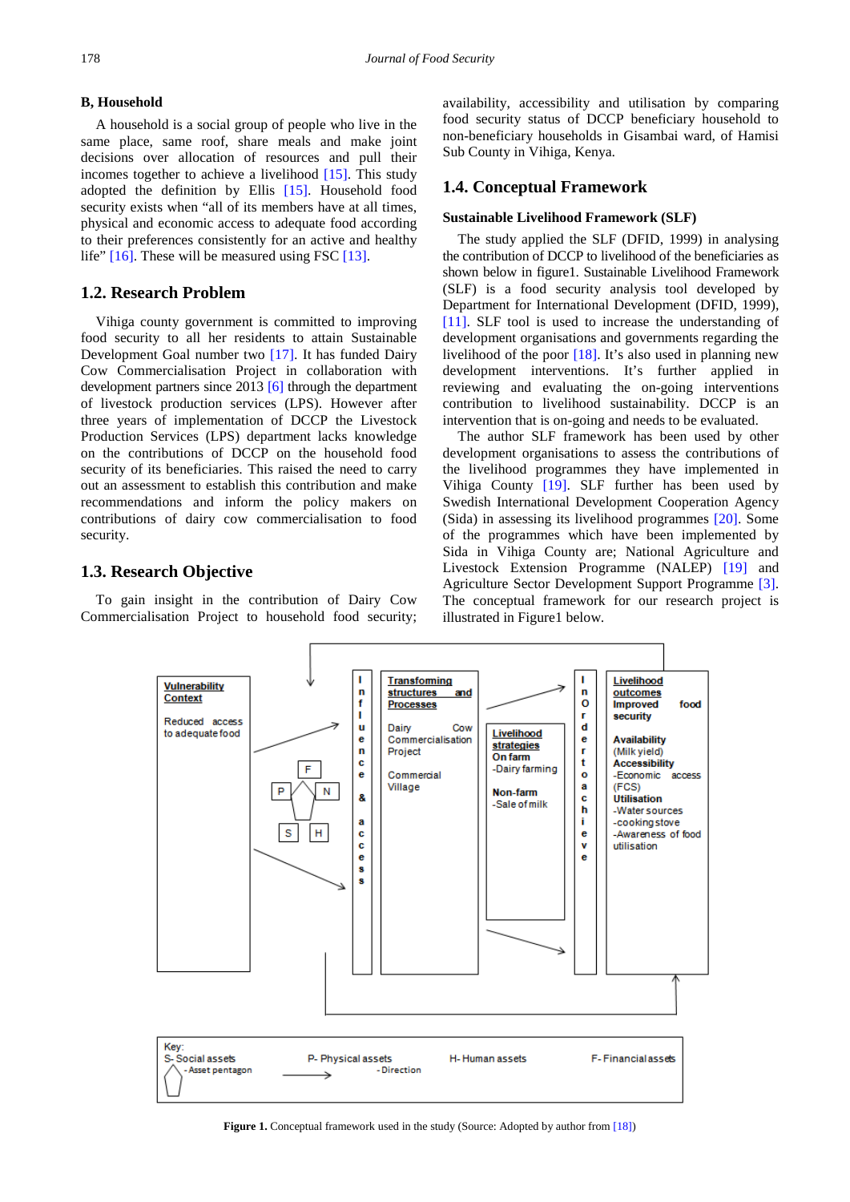### B, Household

A household is a social group of people who live in the same place, same roof, share meals and make joint decisions over allocation of resources and pull their incomes together to achieve a livelihood [15]. This study adopted the definition by Ellis [15]. Household food security exists when "all of its members have at all times, physical and economic access to adequate food according to their preferences consistently for an active and healthy life" [16]. These will be measured using FSC [13].

## 1.2. Research Problem

Vihiga county government is committed to improving food security to all her residents to attain Sustainable Development Goal number two [17]. It has funded Dairy Cow Commercialisation Project in collaboration with development partners since 2013 [6] through the department of livestock production services (LPS). However after three years of implementation of DCCP the Livestock Production Services (LPS) department lacks knowledge on the contributions of DCCP on the household food security of its beneficiaries. This raised the need to carry out an assessment to establish this contribution and make recommendations and inform the policy makers on contributions of dairy cow commercialisation to food security.

## 1.3. Research Objective

To gain insight in the contribution of Dairy Cow Commercialisation Project to household food security; availability, accessibility and utilisation by comparing food security status of DCCP beneficiary household to non-beneficiary households in Gisambai ward, of Hamisi Sub County in Vihiga, Kenya.

## 1.4. Conceptual Framework

### Sustainable Livelihood Framework (SLF)

The study applied the SLF (DFID, 1999) in analysing the contribution of DCCP to livelihood of the beneficiaries as shown below in figure1. Sustainable Livelihood Framework (SLF) is a food security analysis tool developed by Department for International Development (DFID, 1999), [11]. SLF tool is used to increase the understanding of development organisations and governments regarding the livelihood of the poor [18]. It's also used in planning new development interventions. It's further applied in reviewing and evaluating the on-going interventions contribution to livelihood sustainability. DCCP is an intervention that is on-going and needs to be evaluated.

The author SLF framework has been used by other development organisations to assess the contributions of the livelihood programmes they have implemented in Vihiga County [19]. SLF further has been used by Swedish International Development Cooperation Agency (Sida) in assessing its livelihood programmes [20]. Some of the programmes which have been implemented by Sida in Vihiga County are; National Agriculture and Livestock Extension Programme (NALEP) [19] and Agriculture Sector Development Support Programme [3]. The conceptual framework for our research project is illustrated in Figure1 below.

| Vulnerability Context | Influence & access | Transforming structures and Processes | Livelihood strategies | In Order to achieve | Livelihood outcomes |
|---|---|---|---|---|---|
| Reduced access to adequate food | Asset pentagon: F, P, N, S, H | Dairy Cow Commercialisation Project<br>Commercial Village | On farm<br>-Dairy farming<br>Non-farm<br>-Sale of milk | | Improved food security<br>Availability<br>(Milk yield)<br>Accessibility<br>-Economic access (FCS)<br>Utilisation<br>-Water sources<br>-cooking stove<br>-Awareness of food utilisation |

Key: S- Social assets; P- Physical assets; H- Human assets; F- Financial assets; ⬠ - Asset pentagon; → - Direction

**Figure 1.** Conceptual framework used in the study (Source: Adopted by author from [18])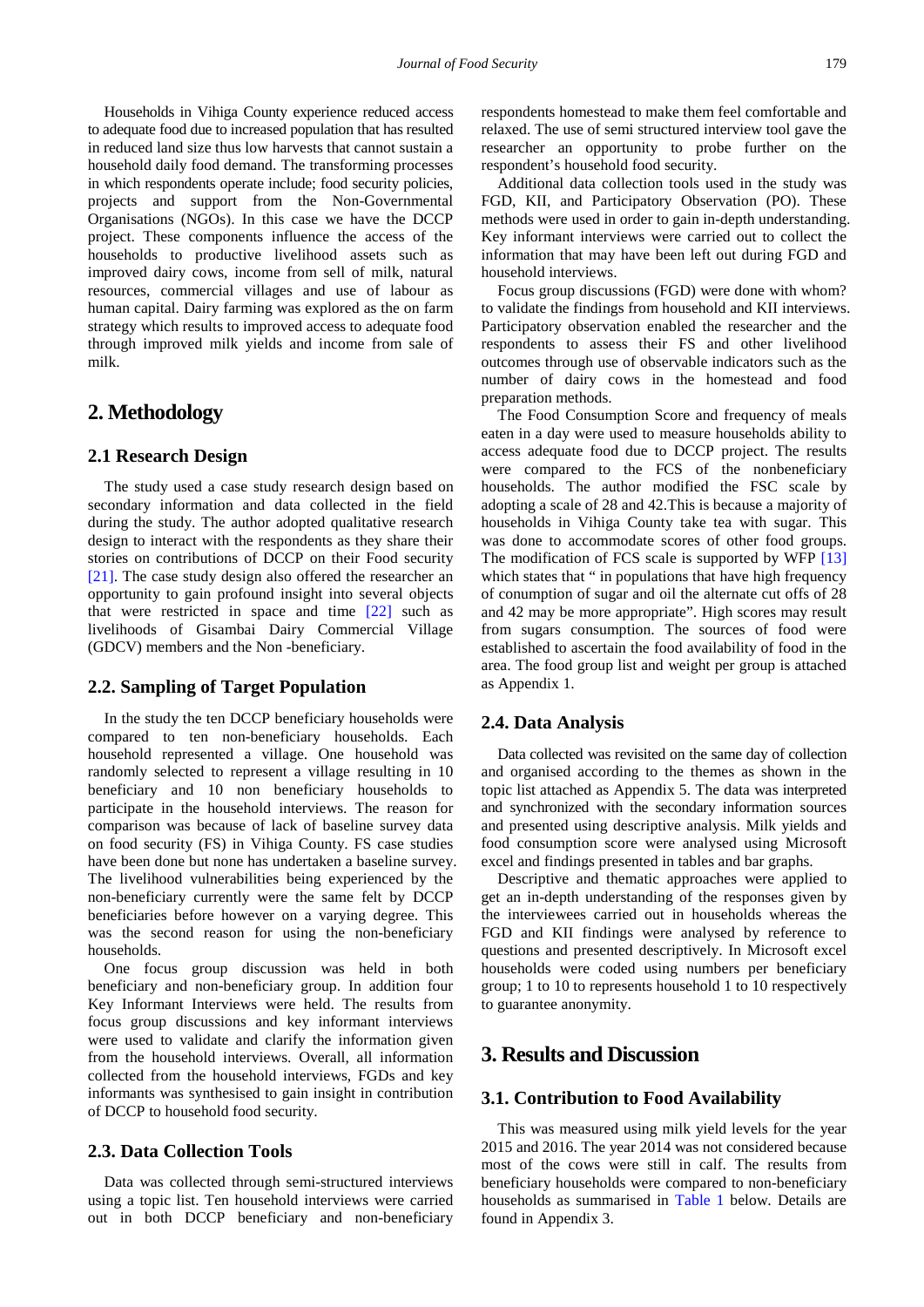Households in Vihiga County experience reduced access to adequate food due to increased population that has resulted in reduced land size thus low harvests that cannot sustain a household daily food demand. The transforming processes in which respondents operate include; food security policies, projects and support from the Non-Governmental Organisations (NGOs). In this case we have the DCCP project. These components influence the access of the households to productive livelihood assets such as improved dairy cows, income from sell of milk, natural resources, commercial villages and use of labour as human capital. Dairy farming was explored as the on farm strategy which results to improved access to adequate food through improved milk yields and income from sale of milk.

## 2. Methodology

### 2.1 Research Design

The study used a case study research design based on secondary information and data collected in the field during the study. The author adopted qualitative research design to interact with the respondents as they share their stories on contributions of DCCP on their Food security [21]. The case study design also offered the researcher an opportunity to gain profound insight into several objects that were restricted in space and time [22] such as livelihoods of Gisambai Dairy Commercial Village (GDCV) members and the Non -beneficiary.

### 2.2. Sampling of Target Population

In the study the ten DCCP beneficiary households were compared to ten non-beneficiary households. Each household represented a village. One household was randomly selected to represent a village resulting in 10 beneficiary and 10 non beneficiary households to participate in the household interviews. The reason for comparison was because of lack of baseline survey data on food security (FS) in Vihiga County. FS case studies have been done but none has undertaken a baseline survey. The livelihood vulnerabilities being experienced by the non-beneficiary currently were the same felt by DCCP beneficiaries before however on a varying degree. This was the second reason for using the non-beneficiary households.

One focus group discussion was held in both beneficiary and non-beneficiary group. In addition four Key Informant Interviews were held. The results from focus group discussions and key informant interviews were used to validate and clarify the information given from the household interviews. Overall, all information collected from the household interviews, FGDs and key informants was synthesised to gain insight in contribution of DCCP to household food security.

### 2.3. Data Collection Tools

Data was collected through semi-structured interviews using a topic list. Ten household interviews were carried out in both DCCP beneficiary and non-beneficiary respondents homestead to make them feel comfortable and relaxed. The use of semi structured interview tool gave the researcher an opportunity to probe further on the respondent's household food security.

Additional data collection tools used in the study was FGD, KII, and Participatory Observation (PO). These methods were used in order to gain in-depth understanding. Key informant interviews were carried out to collect the information that may have been left out during FGD and household interviews.

Focus group discussions (FGD) were done with whom? to validate the findings from household and KII interviews. Participatory observation enabled the researcher and the respondents to assess their FS and other livelihood outcomes through use of observable indicators such as the number of dairy cows in the homestead and food preparation methods.

The Food Consumption Score and frequency of meals eaten in a day were used to measure households ability to access adequate food due to DCCP project. The results were compared to the FCS of the nonbeneficiary households. The author modified the FSC scale by adopting a scale of 28 and 42.This is because a majority of households in Vihiga County take tea with sugar. This was done to accommodate scores of other food groups. The modification of FCS scale is supported by WFP [13] which states that " in populations that have high frequency of conumption of sugar and oil the alternate cut offs of 28 and 42 may be more appropriate". High scores may result from sugars consumption. The sources of food were established to ascertain the food availability of food in the area. The food group list and weight per group is attached as Appendix 1.

### 2.4. Data Analysis

Data collected was revisited on the same day of collection and organised according to the themes as shown in the topic list attached as Appendix 5. The data was interpreted and synchronized with the secondary information sources and presented using descriptive analysis. Milk yields and food consumption score were analysed using Microsoft excel and findings presented in tables and bar graphs.

Descriptive and thematic approaches were applied to get an in-depth understanding of the responses given by the interviewees carried out in households whereas the FGD and KII findings were analysed by reference to questions and presented descriptively. In Microsoft excel households were coded using numbers per beneficiary group; 1 to 10 to represents household 1 to 10 respectively to guarantee anonymity.

## 3. Results and Discussion

### 3.1. Contribution to Food Availability

This was measured using milk yield levels for the year 2015 and 2016. The year 2014 was not considered because most of the cows were still in calf. The results from beneficiary households were compared to non-beneficiary households as summarised in Table 1 below. Details are found in Appendix 3.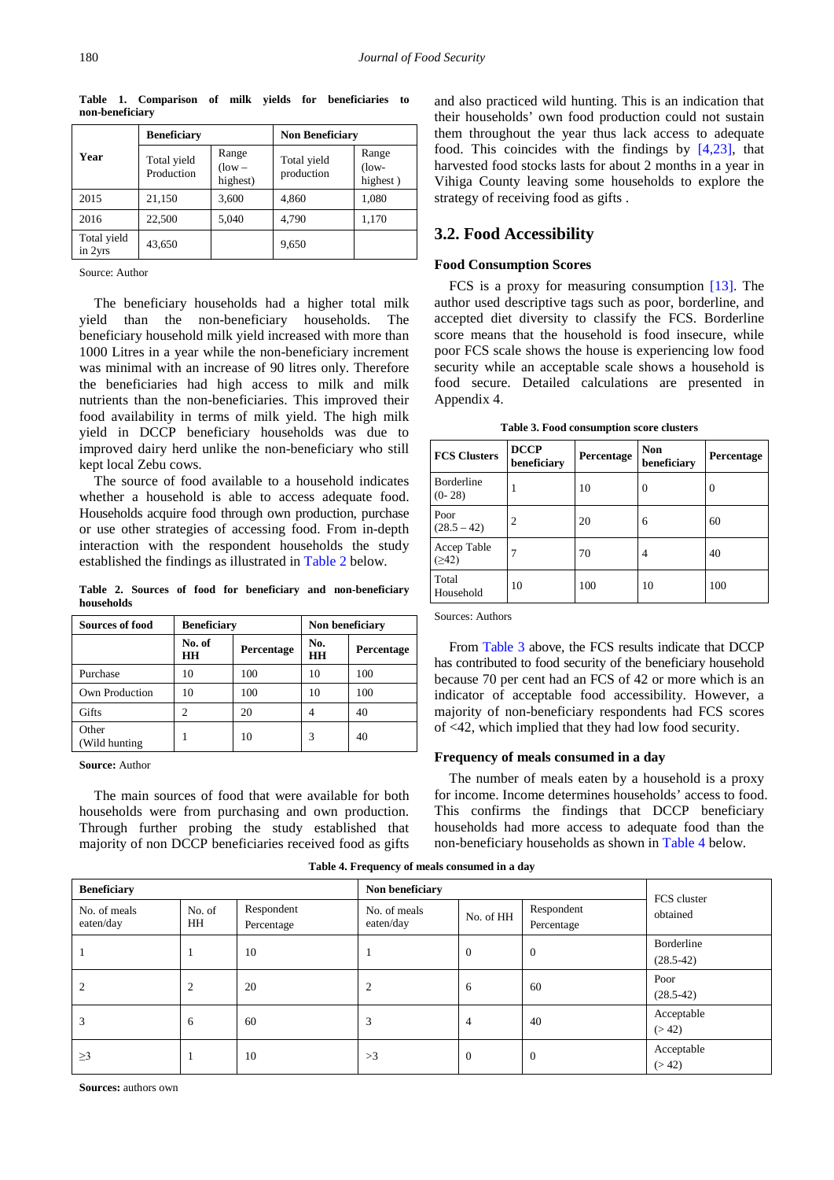**Table 1. Comparison of milk yields for beneficiaries to non-beneficiary**

| Year | Beneficiary | | Non Beneficiary | |
|---|---|---|---|---|
| | Total yield Production | Range (low – highest) | Total yield production | Range (low-highest ) |
| 2015 | 21,150 | 3,600 | 4,860 | 1,080 |
| 2016 | 22,500 | 5,040 | 4,790 | 1,170 |
| Total yield in 2yrs | 43,650 | | 9,650 | |

Source: Author

The beneficiary households had a higher total milk yield than the non-beneficiary households. The beneficiary household milk yield increased with more than 1000 Litres in a year while the non-beneficiary increment was minimal with an increase of 90 litres only. Therefore the beneficiaries had high access to milk and milk nutrients than the non-beneficiaries. This improved their food availability in terms of milk yield. The high milk yield in DCCP beneficiary households was due to improved dairy herd unlike the non-beneficiary who still kept local Zebu cows.

The source of food available to a household indicates whether a household is able to access adequate food. Households acquire food through own production, purchase or use other strategies of accessing food. From in-depth interaction with the respondent households the study established the findings as illustrated in Table 2 below.

**Table 2. Sources of food for beneficiary and non-beneficiary households**

| Sources of food | Beneficiary | | Non beneficiary | |
|---|---|---|---|---|
| | No. of HH | Percentage | No. HH | Percentage |
| Purchase | 10 | 100 | 10 | 100 |
| Own Production | 10 | 100 | 10 | 100 |
| Gifts | 2 | 20 | 4 | 40 |
| Other (Wild hunting | 1 | 10 | 3 | 40 |

**Source:** Author

The main sources of food that were available for both households were from purchasing and own production. Through further probing the study established that majority of non DCCP beneficiaries received food as gifts and also practiced wild hunting. This is an indication that their households' own food production could not sustain them throughout the year thus lack access to adequate food. This coincides with the findings by [4,23], that harvested food stocks lasts for about 2 months in a year in Vihiga County leaving some households to explore the strategy of receiving food as gifts .

## 3.2. Food Accessibility

### Food Consumption Scores

FCS is a proxy for measuring consumption [13]. The author used descriptive tags such as poor, borderline, and accepted diet diversity to classify the FCS. Borderline score means that the household is food insecure, while poor FCS scale shows the house is experiencing low food security while an acceptable scale shows a household is food secure. Detailed calculations are presented in Appendix 4.

**Table 3. Food consumption score clusters**

| FCS Clusters | DCCP beneficiary | Percentage | Non beneficiary | Percentage |
|---|---|---|---|---|
| Borderline (0- 28) | 1 | 10 | 0 | 0 |
| Poor (28.5 – 42) | 2 | 20 | 6 | 60 |
| Accep Table (≥42) | 7 | 70 | 4 | 40 |
| Total Household | 10 | 100 | 10 | 100 |

Sources: Authors

From Table 3 above, the FCS results indicate that DCCP has contributed to food security of the beneficiary household because 70 per cent had an FCS of 42 or more which is an indicator of acceptable food accessibility. However, a majority of non-beneficiary respondents had FCS scores of <42, which implied that they had low food security.

### Frequency of meals consumed in a day

The number of meals eaten by a household is a proxy for income. Income determines households' access to food. This confirms the findings that DCCP beneficiary households had more access to adequate food than the non-beneficiary households as shown in Table 4 below.

**Table 4. Frequency of meals consumed in a day**

| Beneficiary | | | Non beneficiary | | | FCS cluster obtained |
|---|---|---|---|---|---|---|
| No. of meals eaten/day | No. of HH | Respondent Percentage | No. of meals eaten/day | No. of HH | Respondent Percentage | |
| 1 | 1 | 10 | 1 | 0 | 0 | Borderline (28.5-42) |
| 2 | 2 | 20 | 2 | 6 | 60 | Poor (28.5-42) |
| 3 | 6 | 60 | 3 | 4 | 40 | Acceptable (> 42) |
| ≥3 | 1 | 10 | >3 | 0 | 0 | Acceptable (> 42) |

**Sources:** authors own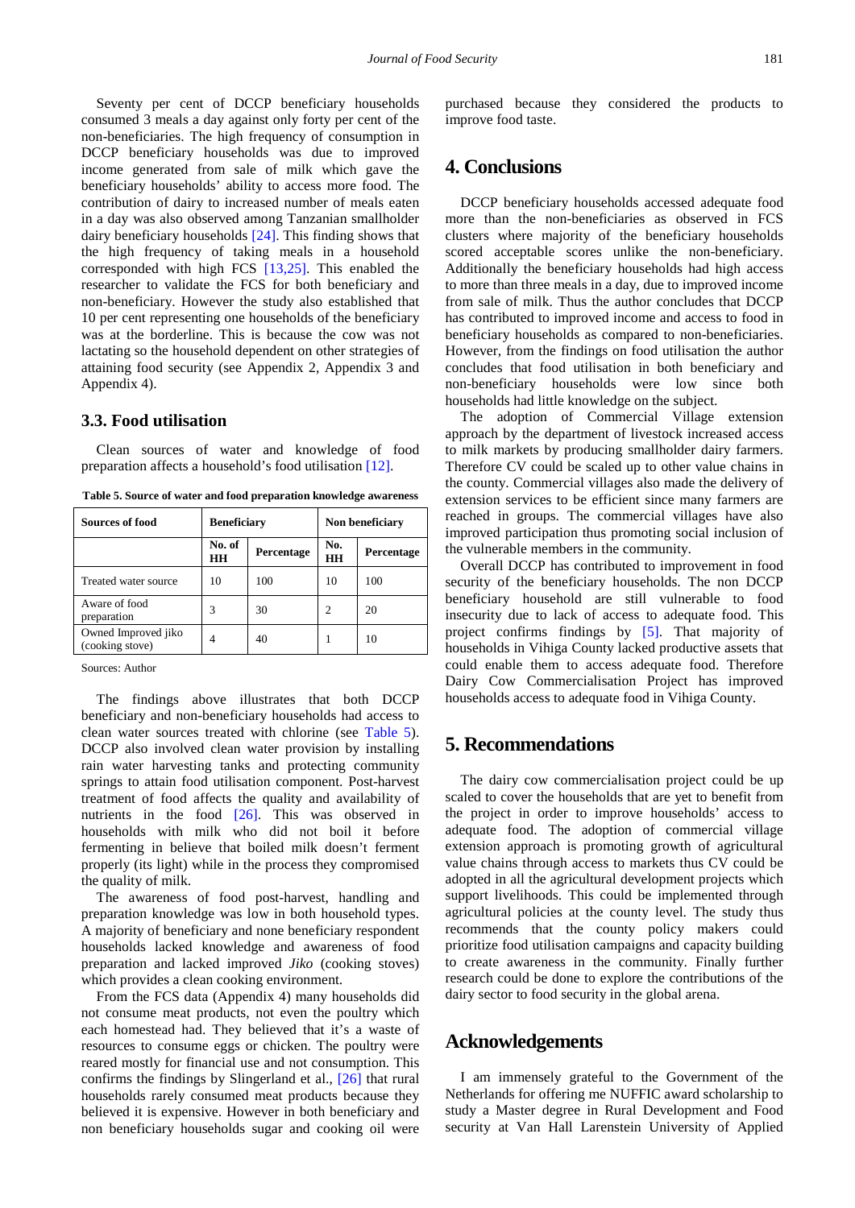Seventy per cent of DCCP beneficiary households consumed 3 meals a day against only forty per cent of the non-beneficiaries. The high frequency of consumption in DCCP beneficiary households was due to improved income generated from sale of milk which gave the beneficiary households' ability to access more food. The contribution of dairy to increased number of meals eaten in a day was also observed among Tanzanian smallholder dairy beneficiary households [24]. This finding shows that the high frequency of taking meals in a household corresponded with high FCS [13,25]. This enabled the researcher to validate the FCS for both beneficiary and non-beneficiary. However the study also established that 10 per cent representing one households of the beneficiary was at the borderline. This is because the cow was not lactating so the household dependent on other strategies of attaining food security (see Appendix 2, Appendix 3 and Appendix 4).

### 3.3. Food utilisation

Clean sources of water and knowledge of food preparation affects a household's food utilisation [12].

**Table 5. Source of water and food preparation knowledge awareness**

| Sources of food | Beneficiary | | Non beneficiary | |
|---|---|---|---|---|
| | No. of HH | Percentage | No. HH | Percentage |
| Treated water source | 10 | 100 | 10 | 100 |
| Aware of food preparation | 3 | 30 | 2 | 20 |
| Owned Improved jiko (cooking stove) | 4 | 40 | 1 | 10 |

Sources: Author

The findings above illustrates that both DCCP beneficiary and non-beneficiary households had access to clean water sources treated with chlorine (see Table 5). DCCP also involved clean water provision by installing rain water harvesting tanks and protecting community springs to attain food utilisation component. Post-harvest treatment of food affects the quality and availability of nutrients in the food [26]. This was observed in households with milk who did not boil it before fermenting in believe that boiled milk doesn't ferment properly (its light) while in the process they compromised the quality of milk.

The awareness of food post-harvest, handling and preparation knowledge was low in both household types. A majority of beneficiary and none beneficiary respondent households lacked knowledge and awareness of food preparation and lacked improved *Jiko* (cooking stoves) which provides a clean cooking environment.

From the FCS data (Appendix 4) many households did not consume meat products, not even the poultry which each homestead had. They believed that it's a waste of resources to consume eggs or chicken. The poultry were reared mostly for financial use and not consumption. This confirms the findings by Slingerland et al., [26] that rural households rarely consumed meat products because they believed it is expensive. However in both beneficiary and non beneficiary households sugar and cooking oil were purchased because they considered the products to improve food taste.

## 4. Conclusions

DCCP beneficiary households accessed adequate food more than the non-beneficiaries as observed in FCS clusters where majority of the beneficiary households scored acceptable scores unlike the non-beneficiary. Additionally the beneficiary households had high access to more than three meals in a day, due to improved income from sale of milk. Thus the author concludes that DCCP has contributed to improved income and access to food in beneficiary households as compared to non-beneficiaries. However, from the findings on food utilisation the author concludes that food utilisation in both beneficiary and non-beneficiary households were low since both households had little knowledge on the subject.

The adoption of Commercial Village extension approach by the department of livestock increased access to milk markets by producing smallholder dairy farmers. Therefore CV could be scaled up to other value chains in the county. Commercial villages also made the delivery of extension services to be efficient since many farmers are reached in groups. The commercial villages have also improved participation thus promoting social inclusion of the vulnerable members in the community.

Overall DCCP has contributed to improvement in food security of the beneficiary households. The non DCCP beneficiary household are still vulnerable to food insecurity due to lack of access to adequate food. This project confirms findings by [5]. That majority of households in Vihiga County lacked productive assets that could enable them to access adequate food. Therefore Dairy Cow Commercialisation Project has improved households access to adequate food in Vihiga County.

## 5. Recommendations

The dairy cow commercialisation project could be up scaled to cover the households that are yet to benefit from the project in order to improve households' access to adequate food. The adoption of commercial village extension approach is promoting growth of agricultural value chains through access to markets thus CV could be adopted in all the agricultural development projects which support livelihoods. This could be implemented through agricultural policies at the county level. The study thus recommends that the county policy makers could prioritize food utilisation campaigns and capacity building to create awareness in the community. Finally further research could be done to explore the contributions of the dairy sector to food security in the global arena.

## Acknowledgements

I am immensely grateful to the Government of the Netherlands for offering me NUFFIC award scholarship to study a Master degree in Rural Development and Food security at Van Hall Larenstein University of Applied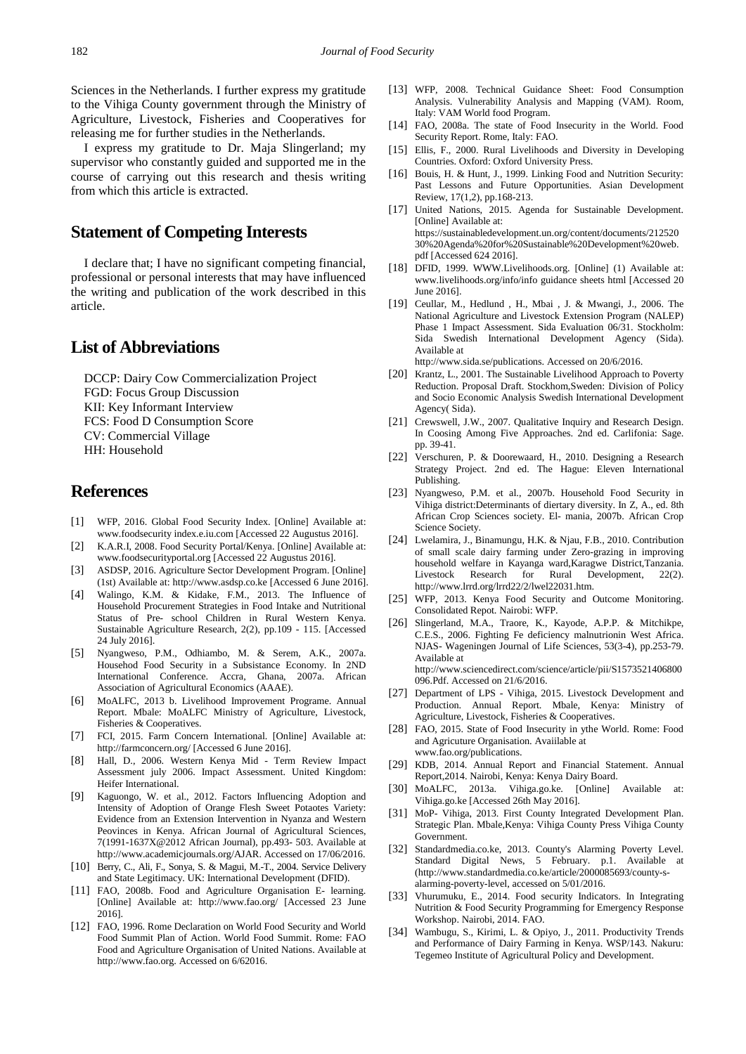Sciences in the Netherlands. I further express my gratitude to the Vihiga County government through the Ministry of Agriculture, Livestock, Fisheries and Cooperatives for releasing me for further studies in the Netherlands.

I express my gratitude to Dr. Maja Slingerland; my supervisor who constantly guided and supported me in the course of carrying out this research and thesis writing from which this article is extracted.

## Statement of Competing Interests

I declare that; I have no significant competing financial, professional or personal interests that may have influenced the writing and publication of the work described in this article.

## List of Abbreviations

DCCP: Dairy Cow Commercialization Project
FGD: Focus Group Discussion
KII: Key Informant Interview
FCS: Food D Consumption Score
CV: Commercial Village
HH: Household

## References

[1] WFP, 2016. Global Food Security Index. [Online] Available at: www.foodsecurity index.e.iu.com [Accessed 22 Augustus 2016].

[2] K.A.R.I, 2008. Food Security Portal/Kenya. [Online] Available at: www.foodsecurityportal.org [Accessed 22 Augustus 2016].

[3] ASDSP, 2016. Agriculture Sector Development Program. [Online] (1st) Available at: http://www.asdsp.co.ke [Accessed 6 June 2016].

[4] Walingo, K.M. & Kidake, F.M., 2013. The Influence of Household Procurement Strategies in Food Intake and Nutritional Status of Pre- school Children in Rural Western Kenya. Sustainable Agriculture Research, 2(2), pp.109 - 115. [Accessed 24 July 2016].

[5] Nyangweso, P.M., Odhiambo, M. & Serem, A.K., 2007a. Househod Food Security in a Subsistance Economy. In 2ND International Conference. Accra, Ghana, 2007a. African Association of Agricultural Economics (AAAE).

[6] MoALFC, 2013 b. Livelihood Improvement Programe. Annual Report. Mbale: MoALFC Ministry of Agriculture, Livestock, Fisheries & Cooperatives.

[7] FCI, 2015. Farm Concern International. [Online] Available at: http://farmconcern.org/ [Accessed 6 June 2016].

[8] Hall, D., 2006. Western Kenya Mid - Term Review Impact Assessment july 2006. Impact Assessment. United Kingdom: Heifer International.

[9] Kaguongo, W. et al., 2012. Factors Influencing Adoption and Intensity of Adoption of Orange Flesh Sweet Potaotes Variety: Evidence from an Extension Intervention in Nyanza and Western Peovinces in Kenya. African Journal of Agricultural Sciences, 7(1991-1637X@2012 African Journal), pp.493- 503. Available at http://www.academicjournals.org/AJAR. Accessed on 17/06/2016.

[10] Berry, C., Ali, F., Sonya, S. & Magui, M.-T., 2004. Service Delivery and State Legitimacy. UK: International Development (DFID).

[11] FAO, 2008b. Food and Agriculture Organisation E- learning. [Online] Available at: http://www.fao.org/ [Accessed 23 June 2016].

[12] FAO, 1996. Rome Declaration on World Food Security and World Food Summit Plan of Action. World Food Summit. Rome: FAO Food and Agriculture Organisation of United Nations. Available at http://www.fao.org. Accessed on 6/62016.

[13] WFP, 2008. Technical Guidance Sheet: Food Consumption Analysis. Vulnerability Analysis and Mapping (VAM). Room, Italy: VAM World food Program.

[14] FAO, 2008a. The state of Food Insecurity in the World. Food Security Report. Rome, Italy: FAO.

[15] Ellis, F., 2000. Rural Livelihoods and Diversity in Developing Countries. Oxford: Oxford University Press.

[16] Bouis, H. & Hunt, J., 1999. Linking Food and Nutrition Security: Past Lessons and Future Opportunities. Asian Development Review, 17(1,2), pp.168-213.

[17] United Nations, 2015. Agenda for Sustainable Development. [Online] Available at: https://sustainabledevelopment.un.org/content/documents/212520 30%20Agenda%20for%20Sustainable%20Development%20web. pdf [Accessed 624 2016].

[18] DFID, 1999. WWW.Livelihoods.org. [Online] (1) Available at: www.livelihoods.org/info/info guidance sheets html [Accessed 20 June 2016].

[19] Ceullar, M., Hedlund , H., Mbai , J. & Mwangi, J., 2006. The National Agriculture and Livestock Extension Program (NALEP) Phase 1 Impact Assessment. Sida Evaluation 06/31. Stockholm: Sida Swedish International Development Agency (Sida). Available at http://www.sida.se/publications. Accessed on 20/6/2016.

[20] Krantz, L., 2001. The Sustainable Livelihood Approach to Poverty Reduction. Proposal Draft. Stockhom,Sweden: Division of Policy and Socio Economic Analysis Swedish International Development Agency( Sida).

[21] Crewswell, J.W., 2007. Qualitative Inquiry and Research Design. In Coosing Among Five Approaches. 2nd ed. Carlifonia: Sage. pp. 39-41.

[22] Verschuren, P. & Doorewaard, H., 2010. Designing a Research Strategy Project. 2nd ed. The Hague: Eleven International Publishing.

[23] Nyangweso, P.M. et al., 2007b. Household Food Security in Vihiga district:Determinants of diertary diversity. In Z, A., ed. 8th African Crop Sciences society. El- mania, 2007b. African Crop Science Society.

[24] Lwelamira, J., Binamungu, H.K. & Njau, F.B., 2010. Contribution of small scale dairy farming under Zero-grazing in improving household welfare in Kayanga ward,Karagwe District,Tanzania. Livestock Research for Rural Development, 22(2). http://www.lrrd.org/lrrd22/2/lwel22031.htm.

[25] WFP, 2013. Kenya Food Security and Outcome Monitoring. Consolidated Repot. Nairobi: WFP.

[26] Slingerland, M.A., Traore, K., Kayode, A.P.P. & Mitchikpe, C.E.S., 2006. Fighting Fe deficiency malnutrionin West Africa. NJAS- Wageningen Journal of Life Sciences, 53(3-4), pp.253-79. Available at http://www.sciencedirect.com/science/article/pii/S1573521406800 096.Pdf. Accessed on 21/6/2016.

[27] Department of LPS - Vihiga, 2015. Livestock Development and Production. Annual Report. Mbale, Kenya: Ministry of Agriculture, Livestock, Fisheries & Cooperatives.

[28] FAO, 2015. State of Food Insecurity in ythe World. Rome: Food and Agricuture Organisation. Avaiilable at www.fao.org/publications.

[29] KDB, 2014. Annual Report and Financial Statement. Annual Report,2014. Nairobi, Kenya: Kenya Dairy Board.

[30] MoALFC, 2013a. Vihiga.go.ke. [Online] Available at: Vihiga.go.ke [Accessed 26th May 2016].

[31] MoP- Vihiga, 2013. First County Integrated Development Plan. Strategic Plan. Mbale,Kenya: Vihiga County Press Vihiga County Government.

[32] Standardmedia.co.ke, 2013. County's Alarming Poverty Level. Standard Digital News, 5 February. p.1. Available at (http://www.standardmedia.co.ke/article/2000085693/county-s-alarming-poverty-level, accessed on 5/01/2016.

[33] Vhurumuku, E., 2014. Food security Indicators. In Integrating Nutrition & Food Security Programming for Emergency Response Workshop. Nairobi, 2014. FAO.

[34] Wambugu, S., Kirimi, L. & Opiyo, J., 2011. Productivity Trends and Performance of Dairy Farming in Kenya. WSP/143. Nakuru: Tegemeo Institute of Agricultural Policy and Development.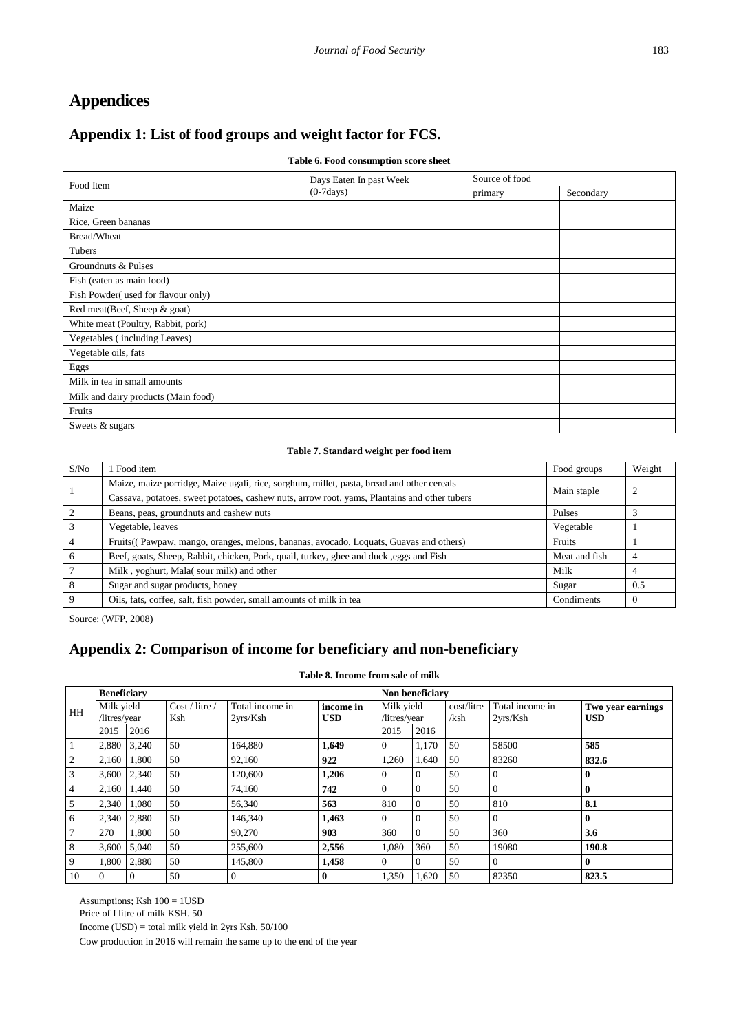# Appendices

## Appendix 1: List of food groups and weight factor for FCS.

**Table 6. Food consumption score sheet**

| Food Item | Days Eaten In past Week (0-7days) | Source of food | |
|---|---|---|---|
| | | primary | Secondary |
| Maize | | | |
| Rice, Green bananas | | | |
| Bread/Wheat | | | |
| Tubers | | | |
| Groundnuts & Pulses | | | |
| Fish (eaten as main food) | | | |
| Fish Powder( used for flavour only) | | | |
| Red meat(Beef, Sheep & goat) | | | |
| White meat (Poultry, Rabbit, pork) | | | |
| Vegetables ( including Leaves) | | | |
| Vegetable oils, fats | | | |
| Eggs | | | |
| Milk in tea in small amounts | | | |
| Milk and dairy products (Main food) | | | |
| Fruits | | | |
| Sweets & sugars | | | |

**Table 7. Standard weight per food item**

| S/No | 1 Food item | Food groups | Weight |
|---|---|---|---|
| 1 | Maize, maize porridge, Maize ugali, rice, sorghum, millet, pasta, bread and other cereals<br>Cassava, potatoes, sweet potatoes, cashew nuts, arrow root, yams, Plantains and other tubers | Main staple | 2 |
| 2 | Beans, peas, groundnuts and cashew nuts | Pulses | 3 |
| 3 | Vegetable, leaves | Vegetable | 1 |
| 4 | Fruits(( Pawpaw, mango, oranges, melons, bananas, avocado, Loquats, Guavas and others) | Fruits | 1 |
| 6 | Beef, goats, Sheep, Rabbit, chicken, Pork, quail, turkey, ghee and duck ,eggs and Fish | Meat and fish | 4 |
| 7 | Milk , yoghurt, Mala( sour milk) and other | Milk | 4 |
| 8 | Sugar and sugar products, honey | Sugar | 0.5 |
| 9 | Oils, fats, coffee, salt, fish powder, small amounts of milk in tea | Condiments | 0 |

Source: (WFP, 2008)

## Appendix 2: Comparison of income for beneficiary and non-beneficiary

**Table 8. Income from sale of milk**

| HH | **Beneficiary** | | | | | **Non beneficiary** | | | | |
|---|---|---|---|---|---|---|---|---|---|---|
| | Milk yield /litres/year | | Cost / litre / Ksh | Total income in 2yrs/Ksh | **income in USD** | Milk yield /litres/year | | cost/litre /ksh | Total income in 2yrs/Ksh | **Two year earnings USD** |
| | 2015 | 2016 | | | | 2015 | 2016 | | | |
| 1 | 2,880 | 3,240 | 50 | 164,880 | **1,649** | 0 | 1,170 | 50 | 58500 | **585** |
| 2 | 2,160 | 1,800 | 50 | 92,160 | **922** | 1,260 | 1,640 | 50 | 83260 | **832.6** |
| 3 | 3,600 | 2,340 | 50 | 120,600 | **1,206** | 0 | 0 | 50 | 0 | **0** |
| 4 | 2,160 | 1,440 | 50 | 74,160 | **742** | 0 | 0 | 50 | 0 | **0** |
| 5 | 2,340 | 1,080 | 50 | 56,340 | **563** | 810 | 0 | 50 | 810 | **8.1** |
| 6 | 2,340 | 2,880 | 50 | 146,340 | **1,463** | 0 | 0 | 50 | 0 | **0** |
| 7 | 270 | 1,800 | 50 | 90,270 | **903** | 360 | 0 | 50 | 360 | **3.6** |
| 8 | 3,600 | 5,040 | 50 | 255,600 | **2,556** | 1,080 | 360 | 50 | 19080 | **190.8** |
| 9 | 1,800 | 2,880 | 50 | 145,800 | **1,458** | 0 | 0 | 50 | 0 | **0** |
| 10 | 0 | 0 | 50 | 0 | **0** | 1,350 | 1,620 | 50 | 82350 | **823.5** |

Assumptions; Ksh 100 = 1USD

Price of I litre of milk KSH. 50

Income (USD) = total milk yield in 2yrs Ksh. 50/100

Cow production in 2016 will remain the same up to the end of the year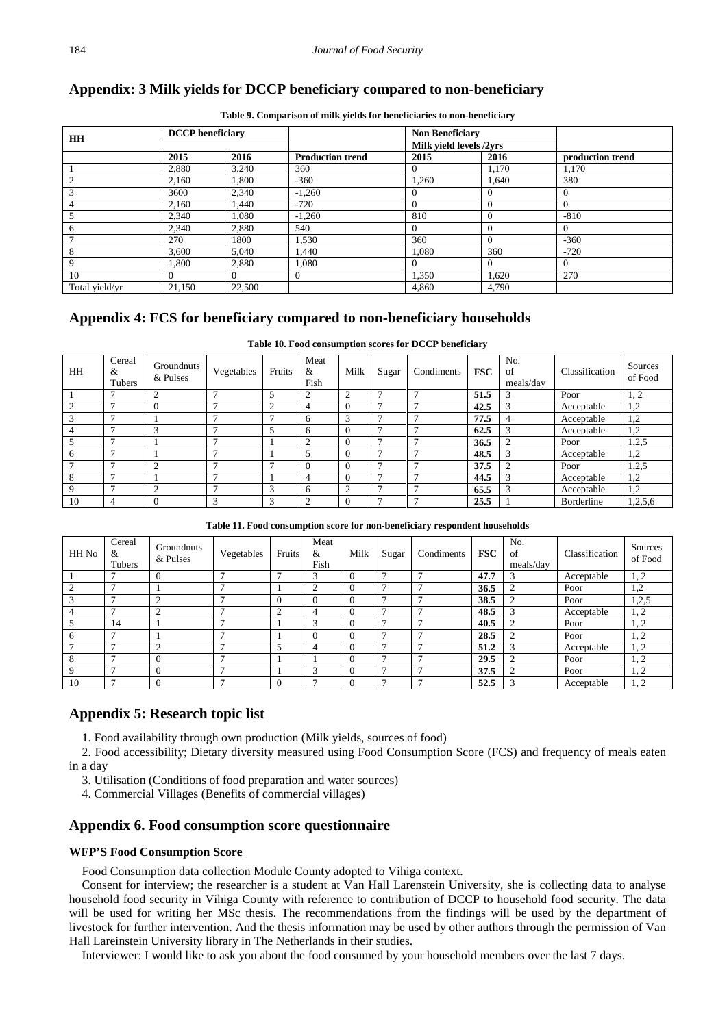## Appendix: 3 Milk yields for DCCP beneficiary compared to non-beneficiary

**Table 9. Comparison of milk yields for beneficiaries to non-beneficiary**

| HH | DCCP beneficiary | | | Non Beneficiary | | |
|---|---|---|---|---|---|---|
| | | | | Milk yield levels /2yrs | | |
| | 2015 | 2016 | Production trend | 2015 | 2016 | production trend |
| 1 | 2,880 | 3,240 | 360 | 0 | 1,170 | 1,170 |
| 2 | 2,160 | 1,800 | -360 | 1,260 | 1,640 | 380 |
| 3 | 3600 | 2,340 | -1,260 | 0 | 0 | 0 |
| 4 | 2,160 | 1,440 | -720 | 0 | 0 | 0 |
| 5 | 2,340 | 1,080 | -1,260 | 810 | 0 | -810 |
| 6 | 2,340 | 2,880 | 540 | 0 | 0 | 0 |
| 7 | 270 | 1800 | 1,530 | 360 | 0 | -360 |
| 8 | 3,600 | 5,040 | 1,440 | 1,080 | 360 | -720 |
| 9 | 1,800 | 2,880 | 1,080 | 0 | 0 | 0 |
| 10 | 0 | 0 | 0 | 1,350 | 1,620 | 270 |
| Total yield/yr | 21,150 | 22,500 | | 4,860 | 4,790 | |

## Appendix 4: FCS for beneficiary compared to non-beneficiary households

**Table 10. Food consumption scores for DCCP beneficiary**

| HH | Cereal & Tubers | Groundnuts & Pulses | Vegetables | Fruits | Meat & Fish | Milk | Sugar | Condiments | FSC | No. of meals/day | Classification | Sources of Food |
|---|---|---|---|---|---|---|---|---|---|---|---|---|
| 1 | 7 | 2 | 7 | 5 | 2 | 2 | 7 | 7 | **51.5** | 3 | Poor | 1, 2 |
| 2 | 7 | 0 | 7 | 2 | 4 | 0 | 7 | 7 | **42.5** | 3 | Acceptable | 1,2 |
| 3 | 7 | 1 | 7 | 7 | 6 | 3 | 7 | 7 | **77.5** | 4 | Acceptable | 1,2 |
| 4 | 7 | 3 | 7 | 5 | 6 | 0 | 7 | 7 | **62.5** | 3 | Acceptable | 1,2 |
| 5 | 7 | 1 | 7 | 1 | 2 | 0 | 7 | 7 | **36.5** | 2 | Poor | 1,2,5 |
| 6 | 7 | 1 | 7 | 1 | 5 | 0 | 7 | 7 | **48.5** | 3 | Acceptable | 1,2 |
| 7 | 7 | 2 | 7 | 7 | 0 | 0 | 7 | 7 | **37.5** | 2 | Poor | 1,2,5 |
| 8 | 7 | 1 | 7 | 1 | 4 | 0 | 7 | 7 | **44.5** | 3 | Acceptable | 1,2 |
| 9 | 7 | 2 | 7 | 3 | 6 | 2 | 7 | 7 | **65.5** | 3 | Acceptable | 1,2 |
| 10 | 4 | 0 | 3 | 3 | 2 | 0 | 7 | 7 | **25.5** | 1 | Borderline | 1,2,5,6 |

**Table 11. Food consumption score for non-beneficiary respondent households**

| HH No | Cereal & Tubers | Groundnuts & Pulses | Vegetables | Fruits | Meat & Fish | Milk | Sugar | Condiments | FSC | No. of meals/day | Classification | Sources of Food |
|---|---|---|---|---|---|---|---|---|---|---|---|---|
| 1 | 7 | 0 | 7 | 7 | 3 | 0 | 7 | 7 | **47.7** | 3 | Acceptable | 1, 2 |
| 2 | 7 | 1 | 7 | 1 | 2 | 0 | 7 | 7 | **36.5** | 2 | Poor | 1,2 |
| 3 | 7 | 2 | 7 | 0 | 0 | 0 | 7 | 7 | **38.5** | 2 | Poor | 1,2,5 |
| 4 | 7 | 2 | 7 | 2 | 4 | 0 | 7 | 7 | **48.5** | 3 | Acceptable | 1, 2 |
| 5 | 14 | 1 | 7 | 1 | 3 | 0 | 7 | 7 | **40.5** | 2 | Poor | 1, 2 |
| 6 | 7 | 1 | 7 | 1 | 0 | 0 | 7 | 7 | **28.5** | 2 | Poor | 1, 2 |
| 7 | 7 | 2 | 7 | 5 | 4 | 0 | 7 | 7 | **51.2** | 3 | Acceptable | 1, 2 |
| 8 | 7 | 0 | 7 | 1 | 1 | 0 | 7 | 7 | **29.5** | 2 | Poor | 1, 2 |
| 9 | 7 | 0 | 7 | 1 | 3 | 0 | 7 | 7 | **37.5** | 2 | Poor | 1, 2 |
| 10 | 7 | 0 | 7 | 0 | 7 | 0 | 7 | 7 | **52.5** | 3 | Acceptable | 1, 2 |

## Appendix 5: Research topic list

1. Food availability through own production (Milk yields, sources of food)
2. Food accessibility; Dietary diversity measured using Food Consumption Score (FCS) and frequency of meals eaten in a day
3. Utilisation (Conditions of food preparation and water sources)
4. Commercial Villages (Benefits of commercial villages)

## Appendix 6. Food consumption score questionnaire

### WFP'S Food Consumption Score

Food Consumption data collection Module County adopted to Vihiga context.

Consent for interview; the researcher is a student at Van Hall Larenstein University, she is collecting data to analyse household food security in Vihiga County with reference to contribution of DCCP to household food security. The data will be used for writing her MSc thesis. The recommendations from the findings will be used by the department of livestock for further intervention. And the thesis information may be used by other authors through the permission of Van Hall Lareinstein University library in The Netherlands in their studies.

Interviewer: I would like to ask you about the food consumed by your household members over the last 7 days.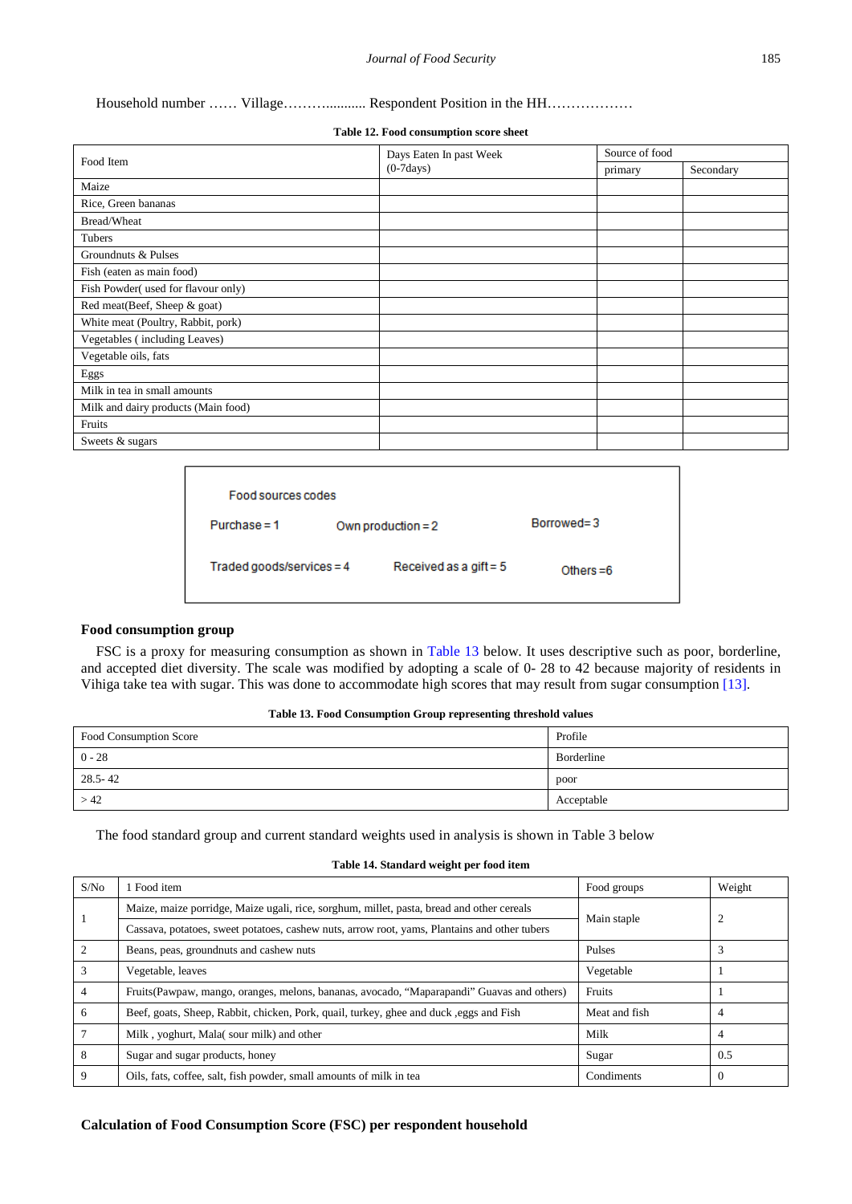Household number …… Village……….......... Respondent Position in the HH………………

**Table 12. Food consumption score sheet**

| Food Item | Days Eaten In past Week (0-7days) | Source of food | |
|---|---|---|---|
| | | primary | Secondary |
| Maize | | | |
| Rice, Green bananas | | | |
| Bread/Wheat | | | |
| Tubers | | | |
| Groundnuts & Pulses | | | |
| Fish (eaten as main food) | | | |
| Fish Powder( used for flavour only) | | | |
| Red meat(Beef, Sheep & goat) | | | |
| White meat (Poultry, Rabbit, pork) | | | |
| Vegetables ( including Leaves) | | | |
| Vegetable oils, fats | | | |
| Eggs | | | |
| Milk in tea in small amounts | | | |
| Milk and dairy products (Main food) | | | |
| Fruits | | | |
| Sweets & sugars | | | |

Food sources codes

Purchase = 1 Own production = 2 Borrowed= 3

Traded goods/services = 4 Received as a gift = 5 Others =6

### Food consumption group

FSC is a proxy for measuring consumption as shown in Table 13 below. It uses descriptive such as poor, borderline, and accepted diet diversity. The scale was modified by adopting a scale of 0- 28 to 42 because majority of residents in Vihiga take tea with sugar. This was done to accommodate high scores that may result from sugar consumption [13].

**Table 13. Food Consumption Group representing threshold values**

| Food Consumption Score | Profile |
|---|---|
| 0 - 28 | Borderline |
| 28.5- 42 | poor |
| > 42 | Acceptable |

The food standard group and current standard weights used in analysis is shown in Table 3 below

**Table 14. Standard weight per food item**

| S/No | 1 Food item | Food groups | Weight |
|---|---|---|---|
| 1 | Maize, maize porridge, Maize ugali, rice, sorghum, millet, pasta, bread and other cereals | Main staple | 2 |
| | Cassava, potatoes, sweet potatoes, cashew nuts, arrow root, yams, Plantains and other tubers | | |
| 2 | Beans, peas, groundnuts and cashew nuts | Pulses | 3 |
| 3 | Vegetable, leaves | Vegetable | 1 |
| 4 | Fruits(Pawpaw, mango, oranges, melons, bananas, avocado, "Maparapandi" Guavas and others) | Fruits | 1 |
| 6 | Beef, goats, Sheep, Rabbit, chicken, Pork, quail, turkey, ghee and duck ,eggs and Fish | Meat and fish | 4 |
| 7 | Milk , yoghurt, Mala( sour milk) and other | Milk | 4 |
| 8 | Sugar and sugar products, honey | Sugar | 0.5 |
| 9 | Oils, fats, coffee, salt, fish powder, small amounts of milk in tea | Condiments | 0 |

### Calculation of Food Consumption Score (FSC) per respondent household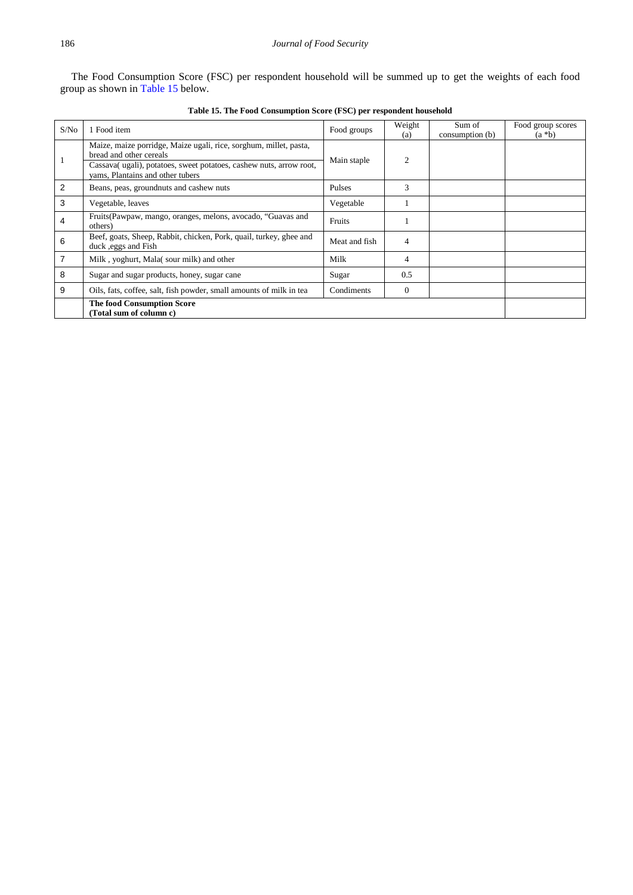The Food Consumption Score (FSC) per respondent household will be summed up to get the weights of each food group as shown in Table 15 below.

**Table 15. The Food Consumption Score (FSC) per respondent household**

| S/No | 1 Food item | Food groups | Weight (a) | Sum of consumption (b) | Food group scores (a *b) |
|---|---|---|---|---|---|
| 1 | Maize, maize porridge, Maize ugali, rice, sorghum, millet, pasta, bread and other cereals<br>Cassava( ugali), potatoes, sweet potatoes, cashew nuts, arrow root, yams, Plantains and other tubers | Main staple | 2 | | |
| 2 | Beans, peas, groundnuts and cashew nuts | Pulses | 3 | | |
| 3 | Vegetable, leaves | Vegetable | 1 | | |
| 4 | Fruits(Pawpaw, mango, oranges, melons, avocado, "Guavas and others) | Fruits | 1 | | |
| 6 | Beef, goats, Sheep, Rabbit, chicken, Pork, quail, turkey, ghee and duck ,eggs and Fish | Meat and fish | 4 | | |
| 7 | Milk , yoghurt, Mala( sour milk) and other | Milk | 4 | | |
| 8 | Sugar and sugar products, honey, sugar cane | Sugar | 0.5 | | |
| 9 | Oils, fats, coffee, salt, fish powder, small amounts of milk in tea | Condiments | 0 | | |
| | **The food Consumption Score (Total sum of column c)** | | | | |